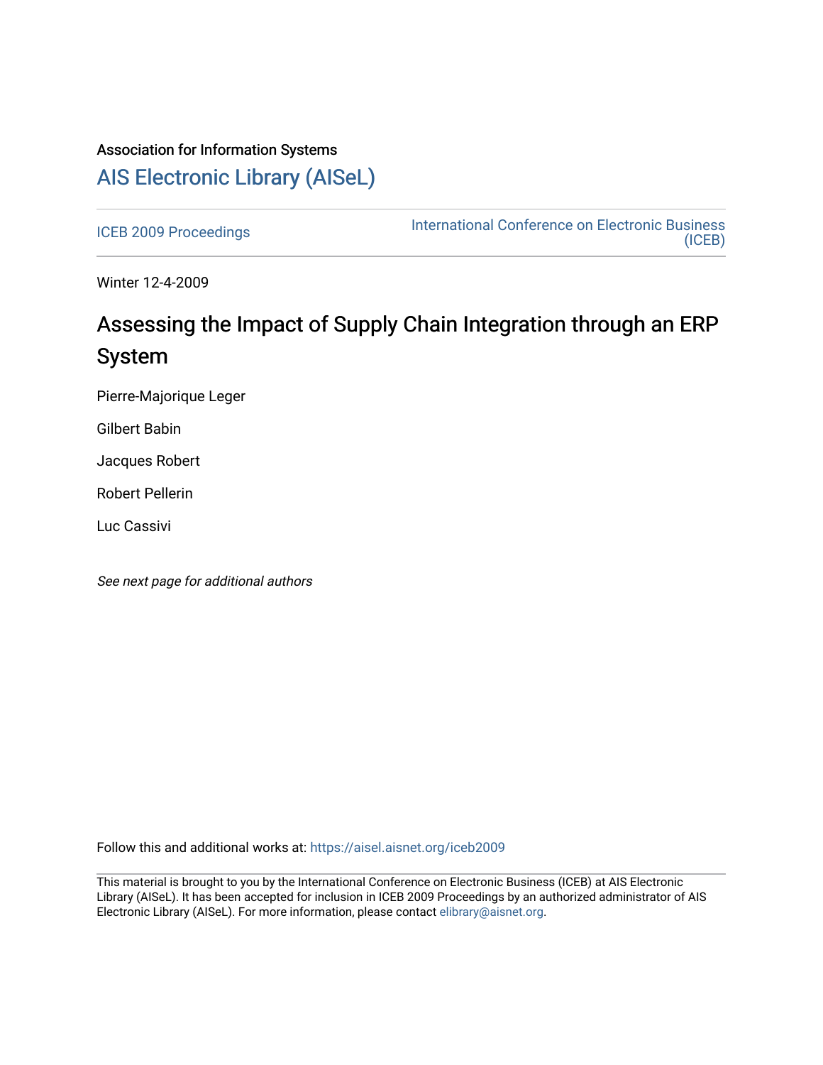Association for Information Systems

# AIS Electronic Library (AISeL)

ICEB 2009 Proceedings

International Conference on Electronic Business (ICEB)

Winter 12-4-2009

# Assessing the Impact of Supply Chain Integration through an ERP System

Pierre-Majorique Leger

Gilbert Babin

Jacques Robert

Robert Pellerin

Luc Cassivi

*See next page for additional authors*

Follow this and additional works at: https://aisel.aisnet.org/iceb2009

This material is brought to you by the International Conference on Electronic Business (ICEB) at AIS Electronic Library (AISeL). It has been accepted for inclusion in ICEB 2009 Proceedings by an authorized administrator of AIS Electronic Library (AISeL). For more information, please contact elibrary@aisnet.org.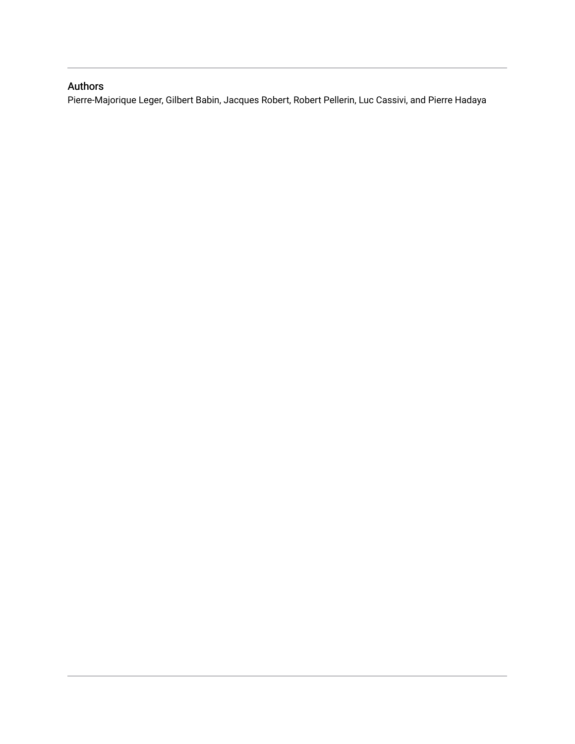## Authors

Pierre-Majorique Leger, Gilbert Babin, Jacques Robert, Robert Pellerin, Luc Cassivi, and Pierre Hadaya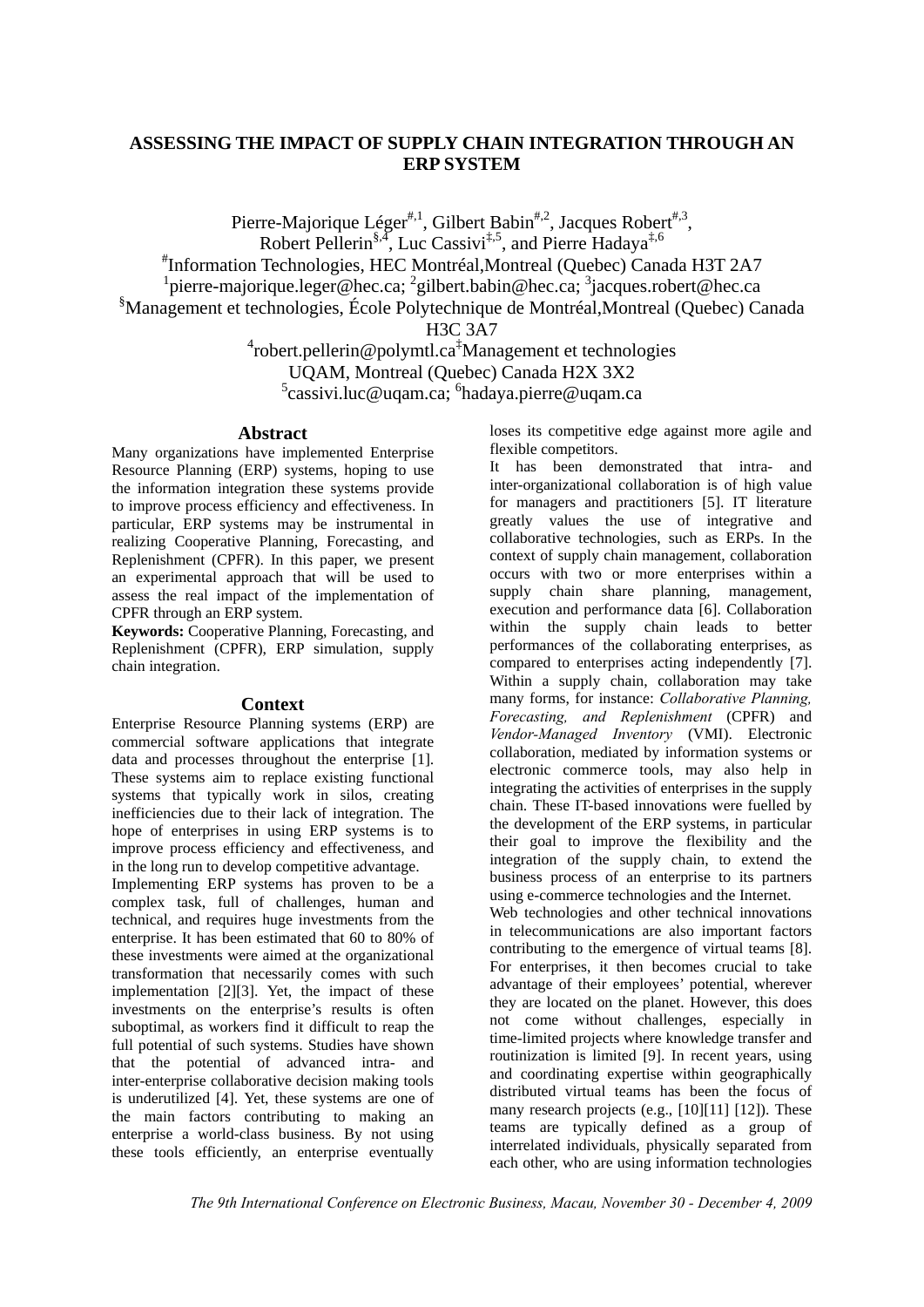# ASSESSING THE IMPACT OF SUPPLY CHAIN INTEGRATION THROUGH AN ERP SYSTEM

Pierre-Majorique Léger[#,1], Gilbert Babin[#,2], Jacques Robert[#,3], Robert Pellerin[§,4], Luc Cassivi[‡,5], and Pierre Hadaya[‡,6]

[#]Information Technologies, HEC Montréal,Montreal (Quebec) Canada H3T 2A7
[1]pierre-majorique.leger@hec.ca; [2]gilbert.babin@hec.ca; [3]jacques.robert@hec.ca
[§]Management et technologies, École Polytechnique de Montréal,Montreal (Quebec) Canada H3C 3A7
[4]robert.pellerin@polymtl.ca[‡]Management et technologies
UQAM, Montreal (Quebec) Canada H2X 3X2
[5]cassivi.luc@uqam.ca; [6]hadaya.pierre@uqam.ca

## Abstract

Many organizations have implemented Enterprise Resource Planning (ERP) systems, hoping to use the information integration these systems provide to improve process efficiency and effectiveness. In particular, ERP systems may be instrumental in realizing Cooperative Planning, Forecasting, and Replenishment (CPFR). In this paper, we present an experimental approach that will be used to assess the real impact of the implementation of CPFR through an ERP system.

**Keywords:** Cooperative Planning, Forecasting, and Replenishment (CPFR), ERP simulation, supply chain integration.

## Context

Enterprise Resource Planning systems (ERP) are commercial software applications that integrate data and processes throughout the enterprise [1]. These systems aim to replace existing functional systems that typically work in silos, creating inefficiencies due to their lack of integration. The hope of enterprises in using ERP systems is to improve process efficiency and effectiveness, and in the long run to develop competitive advantage.

Implementing ERP systems has proven to be a complex task, full of challenges, human and technical, and requires huge investments from the enterprise. It has been estimated that 60 to 80% of these investments were aimed at the organizational transformation that necessarily comes with such implementation [2][3]. Yet, the impact of these investments on the enterprise's results is often suboptimal, as workers find it difficult to reap the full potential of such systems. Studies have shown that the potential of advanced intra- and inter-enterprise collaborative decision making tools is underutilized [4]. Yet, these systems are one of the main factors contributing to making an enterprise a world-class business. By not using these tools efficiently, an enterprise eventually loses its competitive edge against more agile and flexible competitors.

It has been demonstrated that intra- and inter-organizational collaboration is of high value for managers and practitioners [5]. IT literature greatly values the use of integrative and collaborative technologies, such as ERPs. In the context of supply chain management, collaboration occurs with two or more enterprises within a supply chain share planning, management, execution and performance data [6]. Collaboration within the supply chain leads to better performances of the collaborating enterprises, as compared to enterprises acting independently [7]. Within a supply chain, collaboration may take many forms, for instance: *Collaborative Planning, Forecasting, and Replenishment* (CPFR) and *Vendor-Managed Inventory* (VMI). Electronic collaboration, mediated by information systems or electronic commerce tools, may also help in integrating the activities of enterprises in the supply chain. These IT-based innovations were fuelled by the development of the ERP systems, in particular their goal to improve the flexibility and the integration of the supply chain, to extend the business process of an enterprise to its partners using e-commerce technologies and the Internet.

Web technologies and other technical innovations in telecommunications are also important factors contributing to the emergence of virtual teams [8]. For enterprises, it then becomes crucial to take advantage of their employees' potential, wherever they are located on the planet. However, this does not come without challenges, especially in time-limited projects where knowledge transfer and routinization is limited [9]. In recent years, using and coordinating expertise within geographically distributed virtual teams has been the focus of many research projects (e.g., [10][11] [12]). These teams are typically defined as a group of interrelated individuals, physically separated from each other, who are using information technologies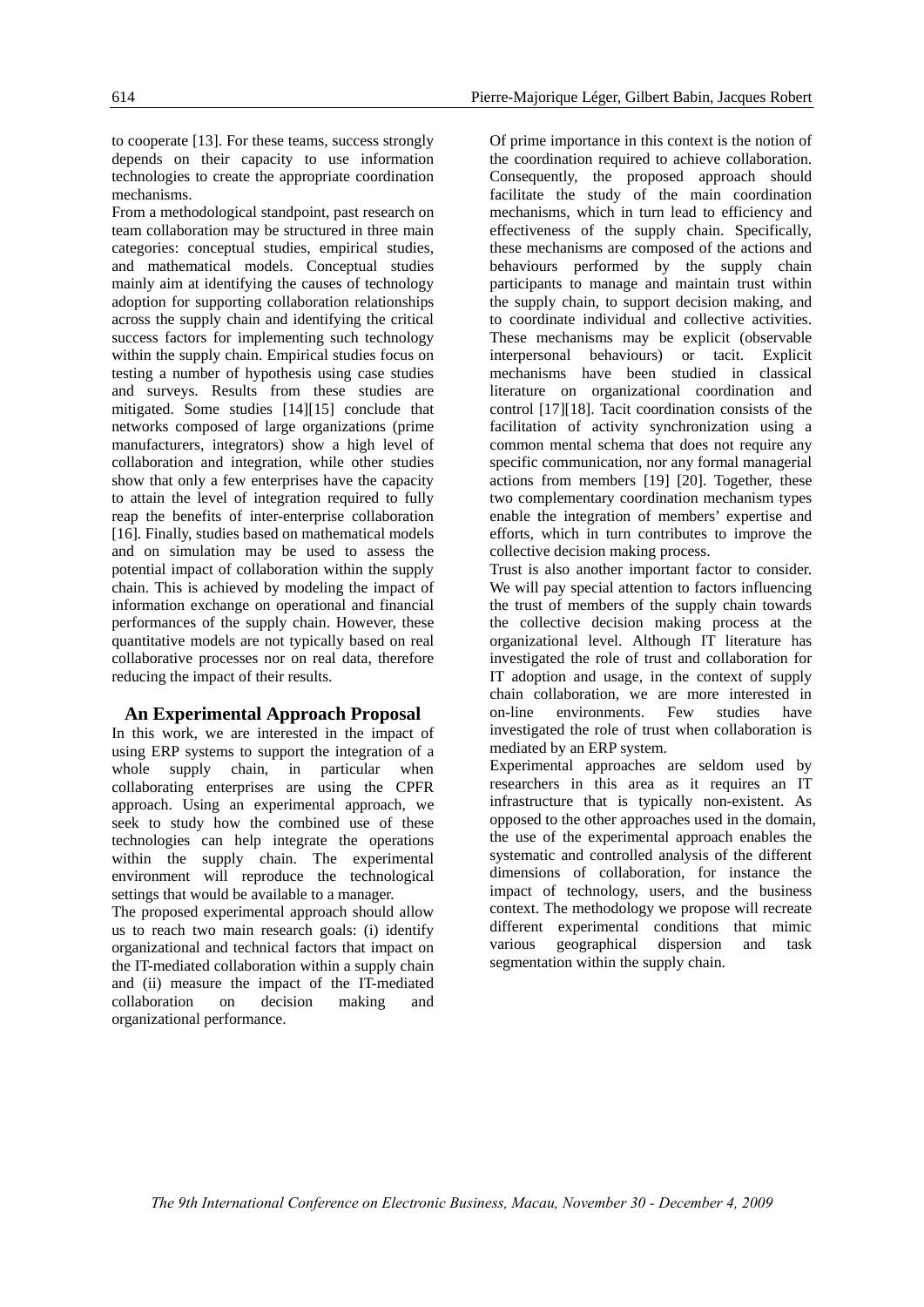to cooperate [13]. For these teams, success strongly depends on their capacity to use information technologies to create the appropriate coordination mechanisms.

From a methodological standpoint, past research on team collaboration may be structured in three main categories: conceptual studies, empirical studies, and mathematical models. Conceptual studies mainly aim at identifying the causes of technology adoption for supporting collaboration relationships across the supply chain and identifying the critical success factors for implementing such technology within the supply chain. Empirical studies focus on testing a number of hypothesis using case studies and surveys. Results from these studies are mitigated. Some studies [14][15] conclude that networks composed of large organizations (prime manufacturers, integrators) show a high level of collaboration and integration, while other studies show that only a few enterprises have the capacity to attain the level of integration required to fully reap the benefits of inter-enterprise collaboration [16]. Finally, studies based on mathematical models and on simulation may be used to assess the potential impact of collaboration within the supply chain. This is achieved by modeling the impact of information exchange on operational and financial performances of the supply chain. However, these quantitative models are not typically based on real collaborative processes nor on real data, therefore reducing the impact of their results.

## An Experimental Approach Proposal

In this work, we are interested in the impact of using ERP systems to support the integration of a whole supply chain, in particular when collaborating enterprises are using the CPFR approach. Using an experimental approach, we seek to study how the combined use of these technologies can help integrate the operations within the supply chain. The experimental environment will reproduce the technological settings that would be available to a manager.

The proposed experimental approach should allow us to reach two main research goals: (i) identify organizational and technical factors that impact on the IT-mediated collaboration within a supply chain and (ii) measure the impact of the IT-mediated collaboration on decision making and organizational performance.

Of prime importance in this context is the notion of the coordination required to achieve collaboration. Consequently, the proposed approach should facilitate the study of the main coordination mechanisms, which in turn lead to efficiency and effectiveness of the supply chain. Specifically, these mechanisms are composed of the actions and behaviours performed by the supply chain participants to manage and maintain trust within the supply chain, to support decision making, and to coordinate individual and collective activities. These mechanisms may be explicit (observable interpersonal behaviours) or tacit. Explicit mechanisms have been studied in classical literature on organizational coordination and control [17][18]. Tacit coordination consists of the facilitation of activity synchronization using a common mental schema that does not require any specific communication, nor any formal managerial actions from members [19] [20]. Together, these two complementary coordination mechanism types enable the integration of members' expertise and efforts, which in turn contributes to improve the collective decision making process.

Trust is also another important factor to consider. We will pay special attention to factors influencing the trust of members of the supply chain towards the collective decision making process at the organizational level. Although IT literature has investigated the role of trust and collaboration for IT adoption and usage, in the context of supply chain collaboration, we are more interested in on-line environments. Few studies have investigated the role of trust when collaboration is mediated by an ERP system.

Experimental approaches are seldom used by researchers in this area as it requires an IT infrastructure that is typically non-existent. As opposed to the other approaches used in the domain, the use of the experimental approach enables the systematic and controlled analysis of the different dimensions of collaboration, for instance the impact of technology, users, and the business context. The methodology we propose will recreate different experimental conditions that mimic various geographical dispersion and task segmentation within the supply chain.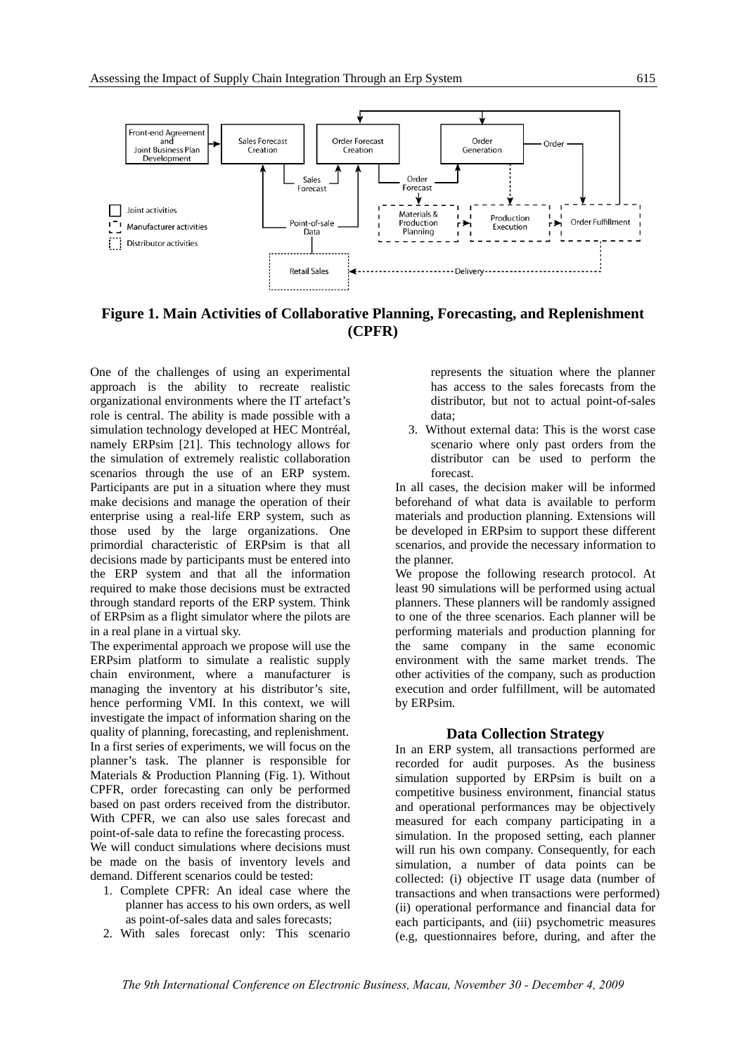**Figure 1. Main Activities of Collaborative Planning, Forecasting, and Replenishment (CPFR)**

One of the challenges of using an experimental approach is the ability to recreate realistic organizational environments where the IT artefact's role is central. The ability is made possible with a simulation technology developed at HEC Montréal, namely ERPsim [21]. This technology allows for the simulation of extremely realistic collaboration scenarios through the use of an ERP system. Participants are put in a situation where they must make decisions and manage the operation of their enterprise using a real-life ERP system, such as those used by the large organizations. One primordial characteristic of ERPsim is that all decisions made by participants must be entered into the ERP system and that all the information required to make those decisions must be extracted through standard reports of the ERP system. Think of ERPsim as a flight simulator where the pilots are in a real plane in a virtual sky.

The experimental approach we propose will use the ERPsim platform to simulate a realistic supply chain environment, where a manufacturer is managing the inventory at his distributor's site, hence performing VMI. In this context, we will investigate the impact of information sharing on the quality of planning, forecasting, and replenishment. In a first series of experiments, we will focus on the planner's task. The planner is responsible for Materials & Production Planning (Fig. 1). Without CPFR, order forecasting can only be performed based on past orders received from the distributor. With CPFR, we can also use sales forecast and point-of-sale data to refine the forecasting process.

We will conduct simulations where decisions must be made on the basis of inventory levels and demand. Different scenarios could be tested:

1. Complete CPFR: An ideal case where the planner has access to his own orders, as well as point-of-sales data and sales forecasts;
2. With sales forecast only: This scenario represents the situation where the planner has access to the sales forecasts from the distributor, but not to actual point-of-sales data;
3. Without external data: This is the worst case scenario where only past orders from the distributor can be used to perform the forecast.

In all cases, the decision maker will be informed beforehand of what data is available to perform materials and production planning. Extensions will be developed in ERPsim to support these different scenarios, and provide the necessary information to the planner.

We propose the following research protocol. At least 90 simulations will be performed using actual planners. These planners will be randomly assigned to one of the three scenarios. Each planner will be performing materials and production planning for the same company in the same economic environment with the same market trends. The other activities of the company, such as production execution and order fulfillment, will be automated by ERPsim.

### Data Collection Strategy

In an ERP system, all transactions performed are recorded for audit purposes. As the business simulation supported by ERPsim is built on a competitive business environment, financial status and operational performances may be objectively measured for each company participating in a simulation. In the proposed setting, each planner will run his own company. Consequently, for each simulation, a number of data points can be collected: (i) objective IT usage data (number of transactions and when transactions were performed) (ii) operational performance and financial data for each participants, and (iii) psychometric measures (e.g, questionnaires before, during, and after the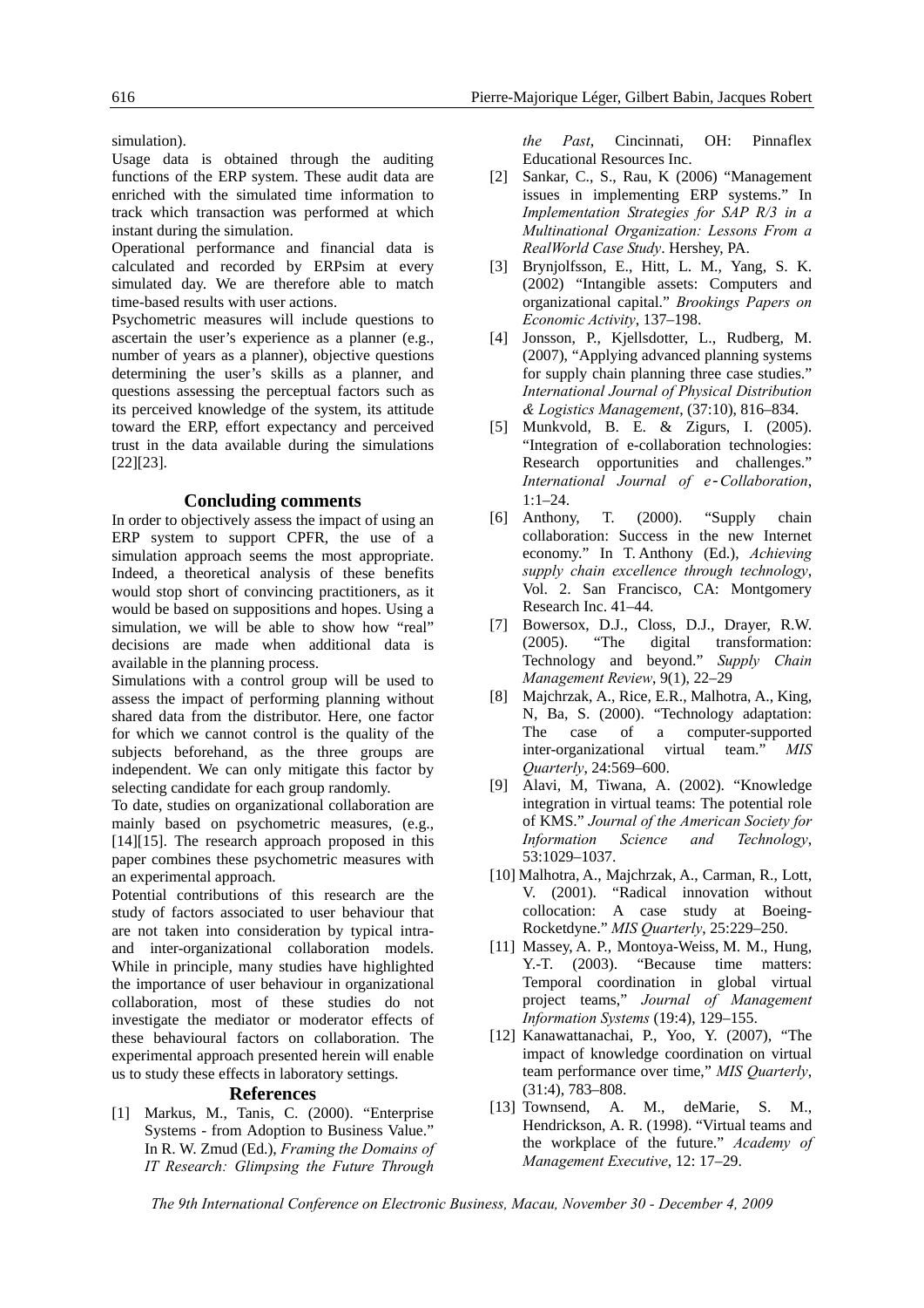simulation).

Usage data is obtained through the auditing functions of the ERP system. These audit data are enriched with the simulated time information to track which transaction was performed at which instant during the simulation.

Operational performance and financial data is calculated and recorded by ERPsim at every simulated day. We are therefore able to match time-based results with user actions.

Psychometric measures will include questions to ascertain the user's experience as a planner (e.g., number of years as a planner), objective questions determining the user's skills as a planner, and questions assessing the perceptual factors such as its perceived knowledge of the system, its attitude toward the ERP, effort expectancy and perceived trust in the data available during the simulations [22][23].

## Concluding comments

In order to objectively assess the impact of using an ERP system to support CPFR, the use of a simulation approach seems the most appropriate. Indeed, a theoretical analysis of these benefits would stop short of convincing practitioners, as it would be based on suppositions and hopes. Using a simulation, we will be able to show how "real" decisions are made when additional data is available in the planning process.

Simulations with a control group will be used to assess the impact of performing planning without shared data from the distributor. Here, one factor for which we cannot control is the quality of the subjects beforehand, as the three groups are independent. We can only mitigate this factor by selecting candidate for each group randomly.

To date, studies on organizational collaboration are mainly based on psychometric measures, (e.g., [14][15]. The research approach proposed in this paper combines these psychometric measures with an experimental approach.

Potential contributions of this research are the study of factors associated to user behaviour that are not taken into consideration by typical intra- and inter-organizational collaboration models. While in principle, many studies have highlighted the importance of user behaviour in organizational collaboration, most of these studies do not investigate the mediator or moderator effects of these behavioural factors on collaboration. The experimental approach presented herein will enable us to study these effects in laboratory settings.

## References

[1] Markus, M., Tanis, C. (2000). "Enterprise Systems - from Adoption to Business Value." In R. W. Zmud (Ed.), *Framing the Domains of IT Research: Glimpsing the Future Through the Past*, Cincinnati, OH: Pinnaflex Educational Resources Inc.

[2] Sankar, C., S., Rau, K (2006) "Management issues in implementing ERP systems." In *Implementation Strategies for SAP R/3 in a Multinational Organization: Lessons From a RealWorld Case Study*. Hershey, PA.

[3] Brynjolfsson, E., Hitt, L. M., Yang, S. K. (2002) "Intangible assets: Computers and organizational capital." *Brookings Papers on Economic Activity*, 137–198.

[4] Jonsson, P., Kjellsdotter, L., Rudberg, M. (2007), "Applying advanced planning systems for supply chain planning three case studies." *International Journal of Physical Distribution & Logistics Management*, (37:10), 816–834.

[5] Munkvold, B. E. & Zigurs, I. (2005). "Integration of e-collaboration technologies: Research opportunities and challenges." *International Journal of e-Collaboration*, 1:1–24.

[6] Anthony, T. (2000). "Supply chain collaboration: Success in the new Internet economy." In T. Anthony (Ed.), *Achieving supply chain excellence through technology*, Vol. 2. San Francisco, CA: Montgomery Research Inc. 41–44.

[7] Bowersox, D.J., Closs, D.J., Drayer, R.W. (2005). "The digital transformation: Technology and beyond." *Supply Chain Management Review*, 9(1), 22–29

[8] Majchrzak, A., Rice, E.R., Malhotra, A., King, N, Ba, S. (2000). "Technology adaptation: The case of a computer-supported inter-organizational virtual team." *MIS Quarterly*, 24:569–600.

[9] Alavi, M, Tiwana, A. (2002). "Knowledge integration in virtual teams: The potential role of KMS." *Journal of the American Society for Information Science and Technology*, 53:1029–1037.

[10] Malhotra, A., Majchrzak, A., Carman, R., Lott, V. (2001). "Radical innovation without collocation: A case study at Boeing-Rocketdyne." *MIS Quarterly*, 25:229–250.

[11] Massey, A. P., Montoya-Weiss, M. M., Hung, Y.-T. (2003). "Because time matters: Temporal coordination in global virtual project teams," *Journal of Management Information Systems* (19:4), 129–155.

[12] Kanawattanachai, P., Yoo, Y. (2007), "The impact of knowledge coordination on virtual team performance over time," *MIS Quarterly*, (31:4), 783–808.

[13] Townsend, A. M., deMarie, S. M., Hendrickson, A. R. (1998). "Virtual teams and the workplace of the future." *Academy of Management Executive*, 12: 17–29.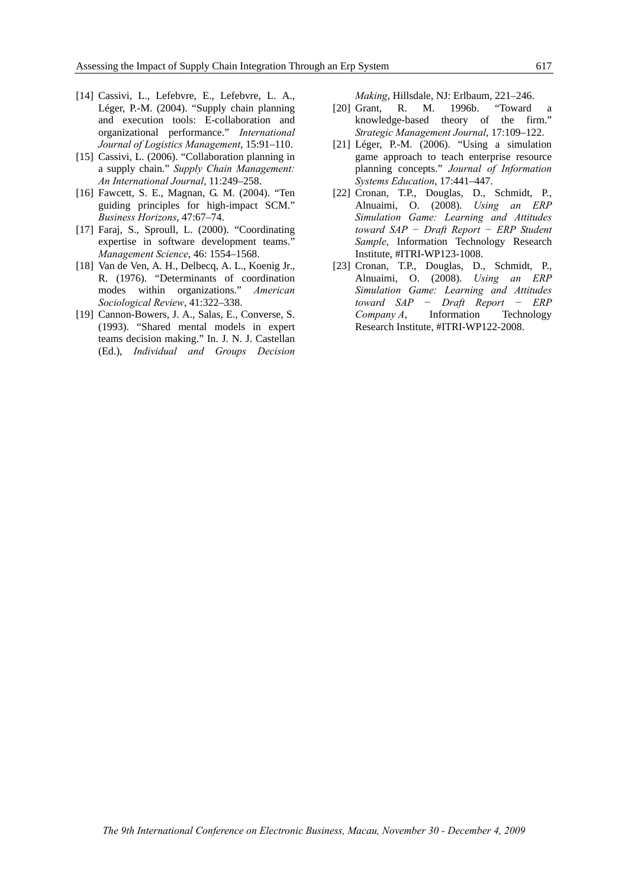[14] Cassivi, L., Lefebvre, E., Lefebvre, L. A., Léger, P.-M. (2004). "Supply chain planning and execution tools: E-collaboration and organizational performance." *International Journal of Logistics Management*, 15:91–110.

[15] Cassivi, L. (2006). "Collaboration planning in a supply chain." *Supply Chain Management: An International Journal*, 11:249–258.

[16] Fawcett, S. E., Magnan, G. M. (2004). "Ten guiding principles for high-impact SCM." *Business Horizons*, 47:67–74.

[17] Faraj, S., Sproull, L. (2000). "Coordinating expertise in software development teams." *Management Science*, 46: 1554–1568.

[18] Van de Ven, A. H., Delbecq, A. L., Koenig Jr., R. (1976). "Determinants of coordination modes within organizations." *American Sociological Review*, 41:322–338.

[19] Cannon-Bowers, J. A., Salas, E., Converse, S. (1993). "Shared mental models in expert teams decision making." In. J. N. J. Castellan (Ed.), *Individual and Groups Decision Making*, Hillsdale, NJ: Erlbaum, 221–246.

[20] Grant, R. M. 1996b. "Toward a knowledge-based theory of the firm." *Strategic Management Journal*, 17:109–122.

[21] Léger, P.-M. (2006). "Using a simulation game approach to teach enterprise resource planning concepts." *Journal of Information Systems Education*, 17:441–447.

[22] Cronan, T.P., Douglas, D., Schmidt, P., Alnuaimi, O. (2008). *Using an ERP Simulation Game: Learning and Attitudes toward SAP − Draft Report − ERP Student Sample*, Information Technology Research Institute, #ITRI-WP123-1008.

[23] Cronan, T.P., Douglas, D., Schmidt, P., Alnuaimi, O. (2008). *Using an ERP Simulation Game: Learning and Attitudes toward SAP − Draft Report − ERP Company A*, Information Technology Research Institute, #ITRI-WP122-2008.